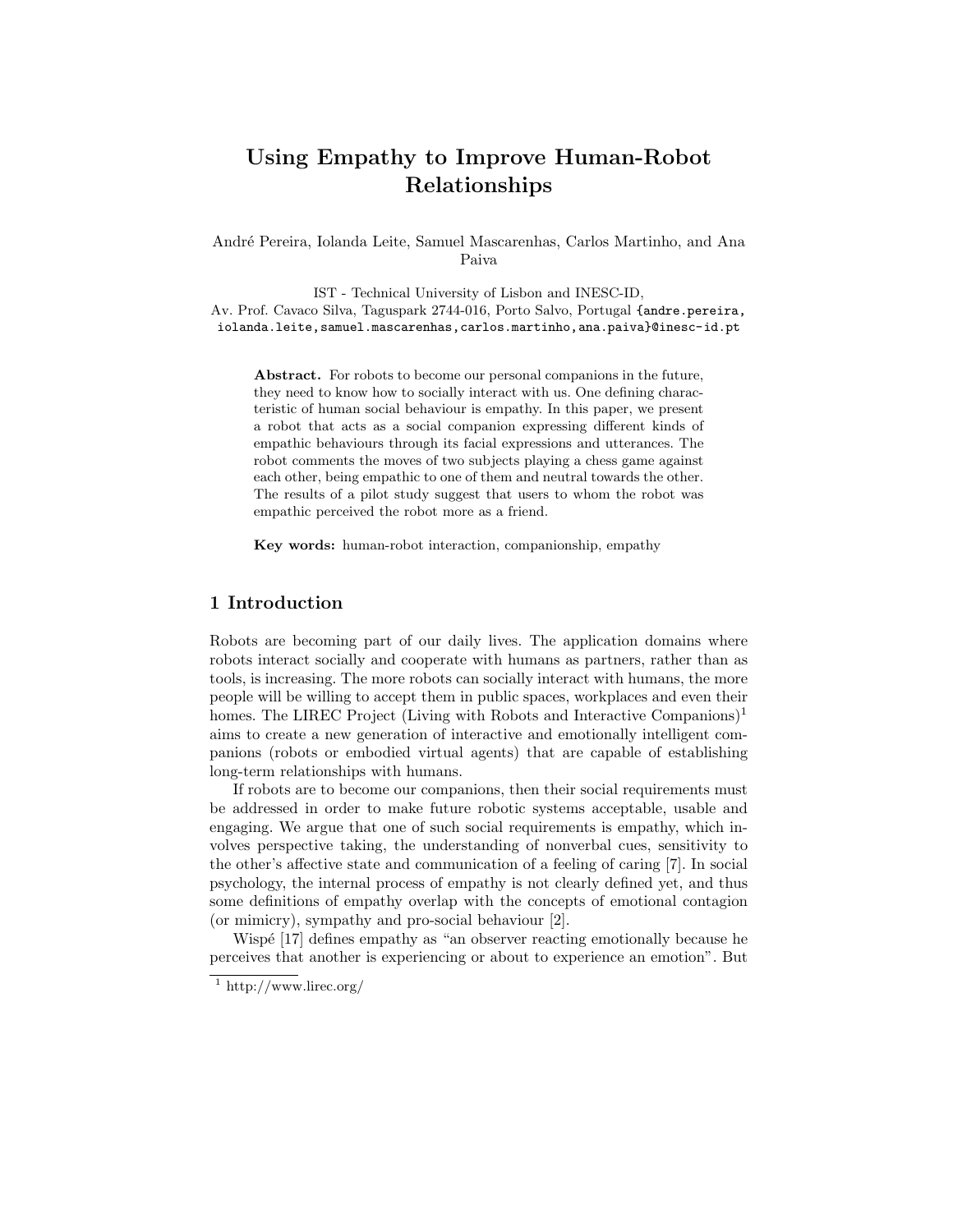# Using Empathy to Improve Human-Robot Relationships

André Pereira, Iolanda Leite, Samuel Mascarenhas, Carlos Martinho, and Ana Paiva

IST - Technical University of Lisbon and INESC-ID,
Av. Prof. Cavaco Silva, Taguspark 2744-016, Porto Salvo, Portugal {andre.pereira, iolanda.leite,samuel.mascarenhas,carlos.martinho,ana.paiva}@inesc-id.pt

**Abstract.** For robots to become our personal companions in the future, they need to know how to socially interact with us. One defining characteristic of human social behaviour is empathy. In this paper, we present a robot that acts as a social companion expressing different kinds of empathic behaviours through its facial expressions and utterances. The robot comments the moves of two subjects playing a chess game against each other, being empathic to one of them and neutral towards the other. The results of a pilot study suggest that users to whom the robot was empathic perceived the robot more as a friend.

**Key words:** human-robot interaction, companionship, empathy

## 1 Introduction

Robots are becoming part of our daily lives. The application domains where robots interact socially and cooperate with humans as partners, rather than as tools, is increasing. The more robots can socially interact with humans, the more people will be willing to accept them in public spaces, workplaces and even their homes. The LIREC Project (Living with Robots and Interactive Companions)[1] aims to create a new generation of interactive and emotionally intelligent companions (robots or embodied virtual agents) that are capable of establishing long-term relationships with humans.

If robots are to become our companions, then their social requirements must be addressed in order to make future robotic systems acceptable, usable and engaging. We argue that one of such social requirements is empathy, which involves perspective taking, the understanding of nonverbal cues, sensitivity to the other's affective state and communication of a feeling of caring [7]. In social psychology, the internal process of empathy is not clearly defined yet, and thus some definitions of empathy overlap with the concepts of emotional contagion (or mimicry), sympathy and pro-social behaviour [2].

Wispé [17] defines empathy as "an observer reacting emotionally because he perceives that another is experiencing or about to experience an emotion". But

[1] http://www.lirec.org/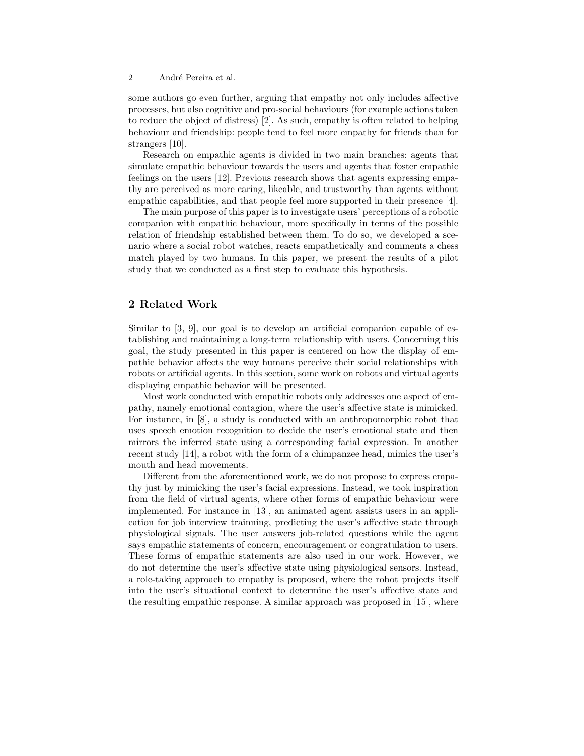some authors go even further, arguing that empathy not only includes affective processes, but also cognitive and pro-social behaviours (for example actions taken to reduce the object of distress) [2]. As such, empathy is often related to helping behaviour and friendship: people tend to feel more empathy for friends than for strangers [10].

Research on empathic agents is divided in two main branches: agents that simulate empathic behaviour towards the users and agents that foster empathic feelings on the users [12]. Previous research shows that agents expressing empathy are perceived as more caring, likeable, and trustworthy than agents without empathic capabilities, and that people feel more supported in their presence [4].

The main purpose of this paper is to investigate users' perceptions of a robotic companion with empathic behaviour, more specifically in terms of the possible relation of friendship established between them. To do so, we developed a scenario where a social robot watches, reacts empathetically and comments a chess match played by two humans. In this paper, we present the results of a pilot study that we conducted as a first step to evaluate this hypothesis.

## 2 Related Work

Similar to [3, 9], our goal is to develop an artificial companion capable of establishing and maintaining a long-term relationship with users. Concerning this goal, the study presented in this paper is centered on how the display of empathic behavior affects the way humans perceive their social relationships with robots or artificial agents. In this section, some work on robots and virtual agents displaying empathic behavior will be presented.

Most work conducted with empathic robots only addresses one aspect of empathy, namely emotional contagion, where the user's affective state is mimicked. For instance, in [8], a study is conducted with an anthropomorphic robot that uses speech emotion recognition to decide the user's emotional state and then mirrors the inferred state using a corresponding facial expression. In another recent study [14], a robot with the form of a chimpanzee head, mimics the user's mouth and head movements.

Different from the aforementioned work, we do not propose to express empathy just by mimicking the user's facial expressions. Instead, we took inspiration from the field of virtual agents, where other forms of empathic behaviour were implemented. For instance in [13], an animated agent assists users in an application for job interview trainning, predicting the user's affective state through physiological signals. The user answers job-related questions while the agent says empathic statements of concern, encouragement or congratulation to users. These forms of empathic statements are also used in our work. However, we do not determine the user's affective state using physiological sensors. Instead, a role-taking approach to empathy is proposed, where the robot projects itself into the user's situational context to determine the user's affective state and the resulting empathic response. A similar approach was proposed in [15], where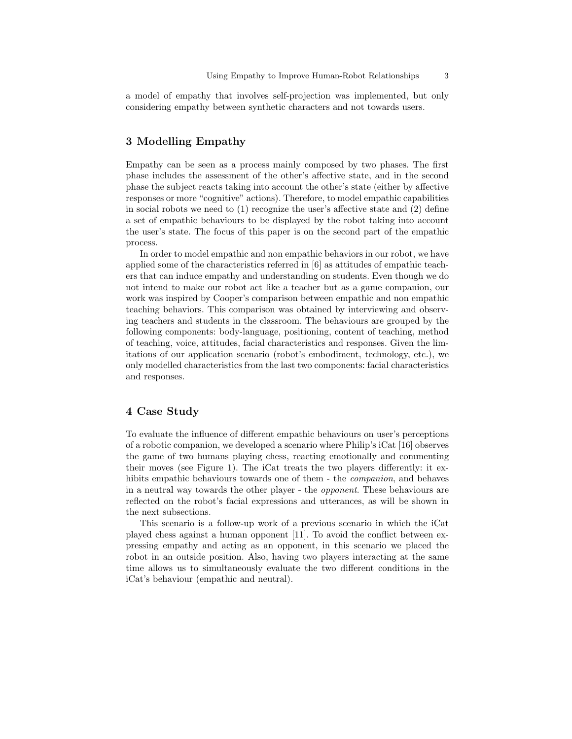a model of empathy that involves self-projection was implemented, but only considering empathy between synthetic characters and not towards users.

## 3 Modelling Empathy

Empathy can be seen as a process mainly composed by two phases. The first phase includes the assessment of the other's affective state, and in the second phase the subject reacts taking into account the other's state (either by affective responses or more "cognitive" actions). Therefore, to model empathic capabilities in social robots we need to (1) recognize the user's affective state and (2) define a set of empathic behaviours to be displayed by the robot taking into account the user's state. The focus of this paper is on the second part of the empathic process.

In order to model empathic and non empathic behaviors in our robot, we have applied some of the characteristics referred in [6] as attitudes of empathic teachers that can induce empathy and understanding on students. Even though we do not intend to make our robot act like a teacher but as a game companion, our work was inspired by Cooper's comparison between empathic and non empathic teaching behaviors. This comparison was obtained by interviewing and observing teachers and students in the classroom. The behaviours are grouped by the following components: body-language, positioning, content of teaching, method of teaching, voice, attitudes, facial characteristics and responses. Given the limitations of our application scenario (robot's embodiment, technology, etc.), we only modelled characteristics from the last two components: facial characteristics and responses.

## 4 Case Study

To evaluate the influence of different empathic behaviours on user's perceptions of a robotic companion, we developed a scenario where Philip's iCat [16] observes the game of two humans playing chess, reacting emotionally and commenting their moves (see Figure 1). The iCat treats the two players differently: it exhibits empathic behaviours towards one of them - the *companion*, and behaves in a neutral way towards the other player - the *opponent*. These behaviours are reflected on the robot's facial expressions and utterances, as will be shown in the next subsections.

This scenario is a follow-up work of a previous scenario in which the iCat played chess against a human opponent [11]. To avoid the conflict between expressing empathy and acting as an opponent, in this scenario we placed the robot in an outside position. Also, having two players interacting at the same time allows us to simultaneously evaluate the two different conditions in the iCat's behaviour (empathic and neutral).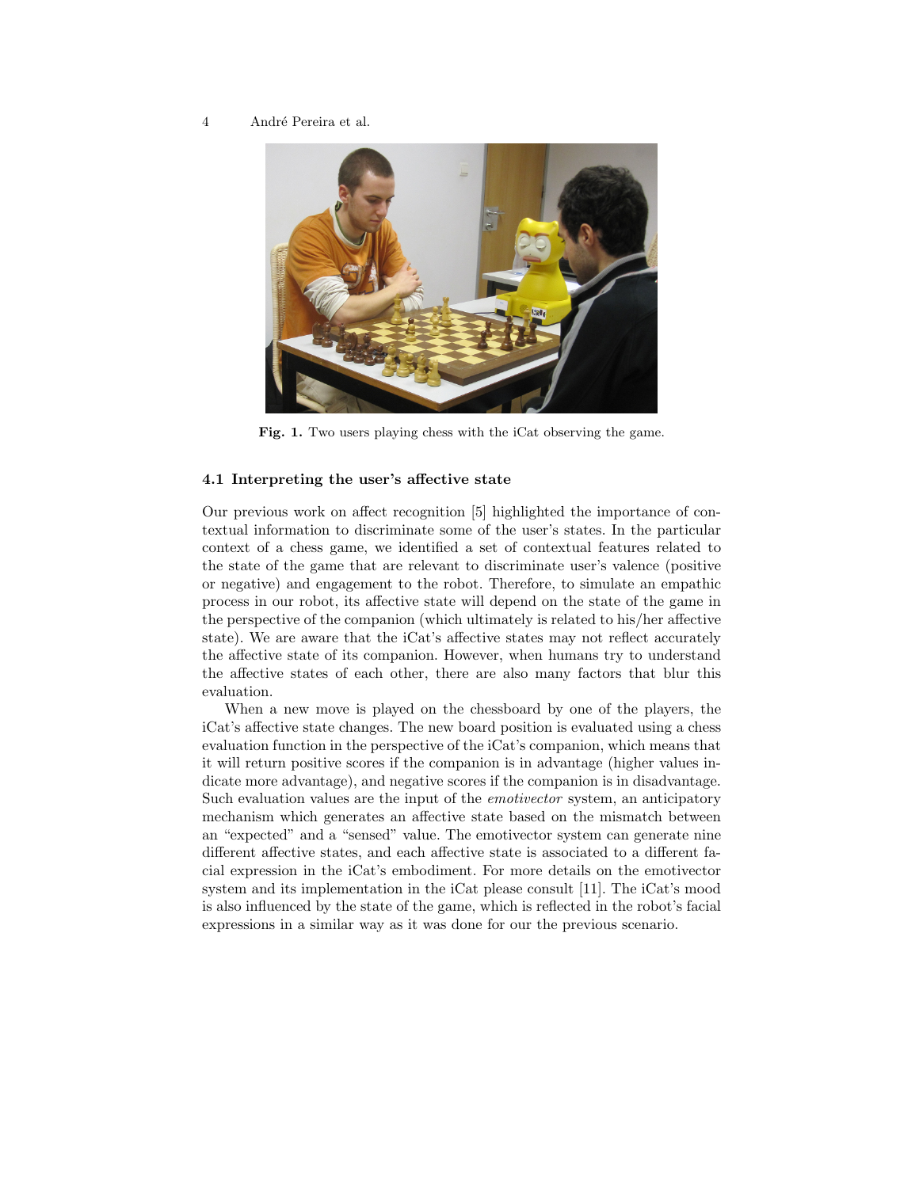Fig. 1. Two users playing chess with the iCat observing the game.

### 4.1 Interpreting the user's affective state

Our previous work on affect recognition [5] highlighted the importance of contextual information to discriminate some of the user's states. In the particular context of a chess game, we identified a set of contextual features related to the state of the game that are relevant to discriminate user's valence (positive or negative) and engagement to the robot. Therefore, to simulate an empathic process in our robot, its affective state will depend on the state of the game in the perspective of the companion (which ultimately is related to his/her affective state). We are aware that the iCat's affective states may not reflect accurately the affective state of its companion. However, when humans try to understand the affective states of each other, there are also many factors that blur this evaluation.

When a new move is played on the chessboard by one of the players, the iCat's affective state changes. The new board position is evaluated using a chess evaluation function in the perspective of the iCat's companion, which means that it will return positive scores if the companion is in advantage (higher values indicate more advantage), and negative scores if the companion is in disadvantage. Such evaluation values are the input of the *emotivector* system, an anticipatory mechanism which generates an affective state based on the mismatch between an "expected" and a "sensed" value. The emotivector system can generate nine different affective states, and each affective state is associated to a different facial expression in the iCat's embodiment. For more details on the emotivector system and its implementation in the iCat please consult [11]. The iCat's mood is also influenced by the state of the game, which is reflected in the robot's facial expressions in a similar way as it was done for our the previous scenario.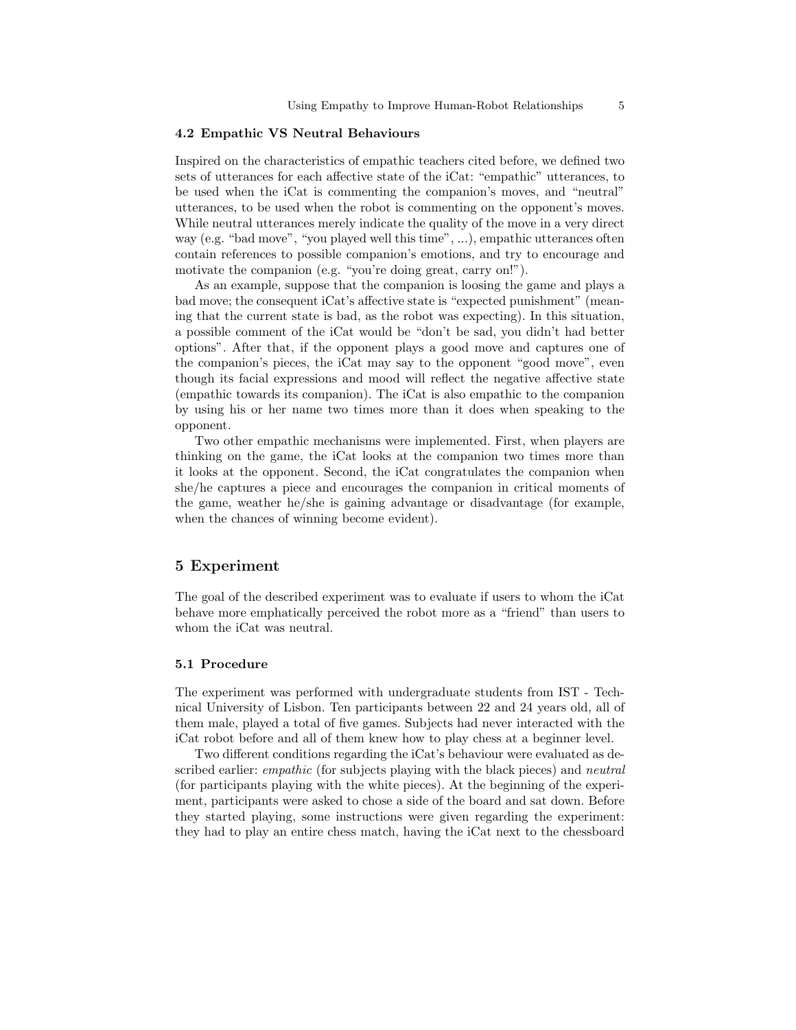### 4.2 Empathic VS Neutral Behaviours

Inspired on the characteristics of empathic teachers cited before, we defined two sets of utterances for each affective state of the iCat: "empathic" utterances, to be used when the iCat is commenting the companion's moves, and "neutral" utterances, to be used when the robot is commenting on the opponent's moves. While neutral utterances merely indicate the quality of the move in a very direct way (e.g. "bad move", "you played well this time", ...), empathic utterances often contain references to possible companion's emotions, and try to encourage and motivate the companion (e.g. "you're doing great, carry on!").

As an example, suppose that the companion is loosing the game and plays a bad move; the consequent iCat's affective state is "expected punishment" (meaning that the current state is bad, as the robot was expecting). In this situation, a possible comment of the iCat would be "don't be sad, you didn't had better options". After that, if the opponent plays a good move and captures one of the companion's pieces, the iCat may say to the opponent "good move", even though its facial expressions and mood will reflect the negative affective state (empathic towards its companion). The iCat is also empathic to the companion by using his or her name two times more than it does when speaking to the opponent.

Two other empathic mechanisms were implemented. First, when players are thinking on the game, the iCat looks at the companion two times more than it looks at the opponent. Second, the iCat congratulates the companion when she/he captures a piece and encourages the companion in critical moments of the game, weather he/she is gaining advantage or disadvantage (for example, when the chances of winning become evident).

## 5 Experiment

The goal of the described experiment was to evaluate if users to whom the iCat behave more emphatically perceived the robot more as a "friend" than users to whom the iCat was neutral.

### 5.1 Procedure

The experiment was performed with undergraduate students from IST - Technical University of Lisbon. Ten participants between 22 and 24 years old, all of them male, played a total of five games. Subjects had never interacted with the iCat robot before and all of them knew how to play chess at a beginner level.

Two different conditions regarding the iCat's behaviour were evaluated as described earlier: *empathic* (for subjects playing with the black pieces) and *neutral* (for participants playing with the white pieces). At the beginning of the experiment, participants were asked to chose a side of the board and sat down. Before they started playing, some instructions were given regarding the experiment: they had to play an entire chess match, having the iCat next to the chessboard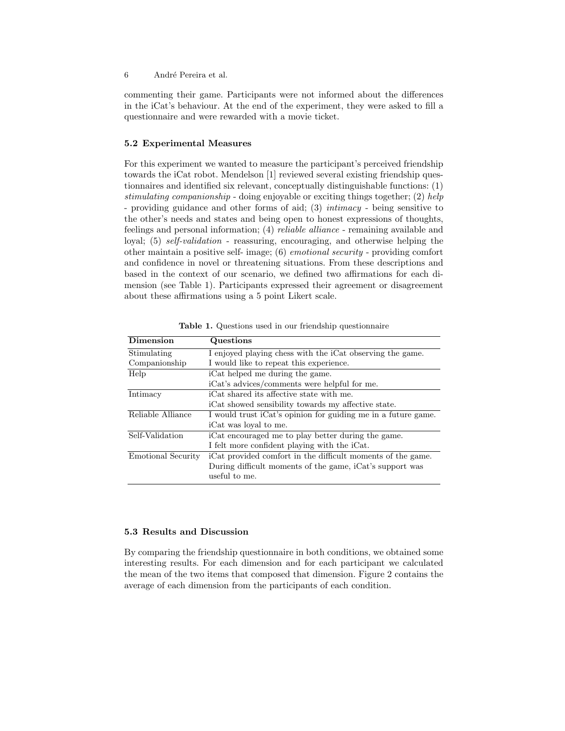commenting their game. Participants were not informed about the differences in the iCat's behaviour. At the end of the experiment, they were asked to fill a questionnaire and were rewarded with a movie ticket.

### 5.2 Experimental Measures

For this experiment we wanted to measure the participant's perceived friendship towards the iCat robot. Mendelson [1] reviewed several existing friendship questionnaires and identified six relevant, conceptually distinguishable functions: (1) *stimulating companionship* - doing enjoyable or exciting things together; (2) *help* - providing guidance and other forms of aid; (3) *intimacy* - being sensitive to the other's needs and states and being open to honest expressions of thoughts, feelings and personal information; (4) *reliable alliance* - remaining available and loyal; (5) *self-validation* - reassuring, encouraging, and otherwise helping the other maintain a positive self- image; (6) *emotional security* - providing comfort and confidence in novel or threatening situations. From these descriptions and based in the context of our scenario, we defined two affirmations for each dimension (see Table 1). Participants expressed their agreement or disagreement about these affirmations using a 5 point Likert scale.

**Table 1.** Questions used in our friendship questionnaire

| Dimension | Questions |
|---|---|
| Stimulating Companionship | I enjoyed playing chess with the iCat observing the game. I would like to repeat this experience. |
| Help | iCat helped me during the game. iCat's advices/comments were helpful for me. |
| Intimacy | iCat shared its affective state with me. iCat showed sensibility towards my affective state. |
| Reliable Alliance | I would trust iCat's opinion for guiding me in a future game. iCat was loyal to me. |
| Self-Validation | iCat encouraged me to play better during the game. I felt more confident playing with the iCat. |
| Emotional Security | iCat provided comfort in the difficult moments of the game. During difficult moments of the game, iCat's support was useful to me. |

### 5.3 Results and Discussion

By comparing the friendship questionnaire in both conditions, we obtained some interesting results. For each dimension and for each participant we calculated the mean of the two items that composed that dimension. Figure 2 contains the average of each dimension from the participants of each condition.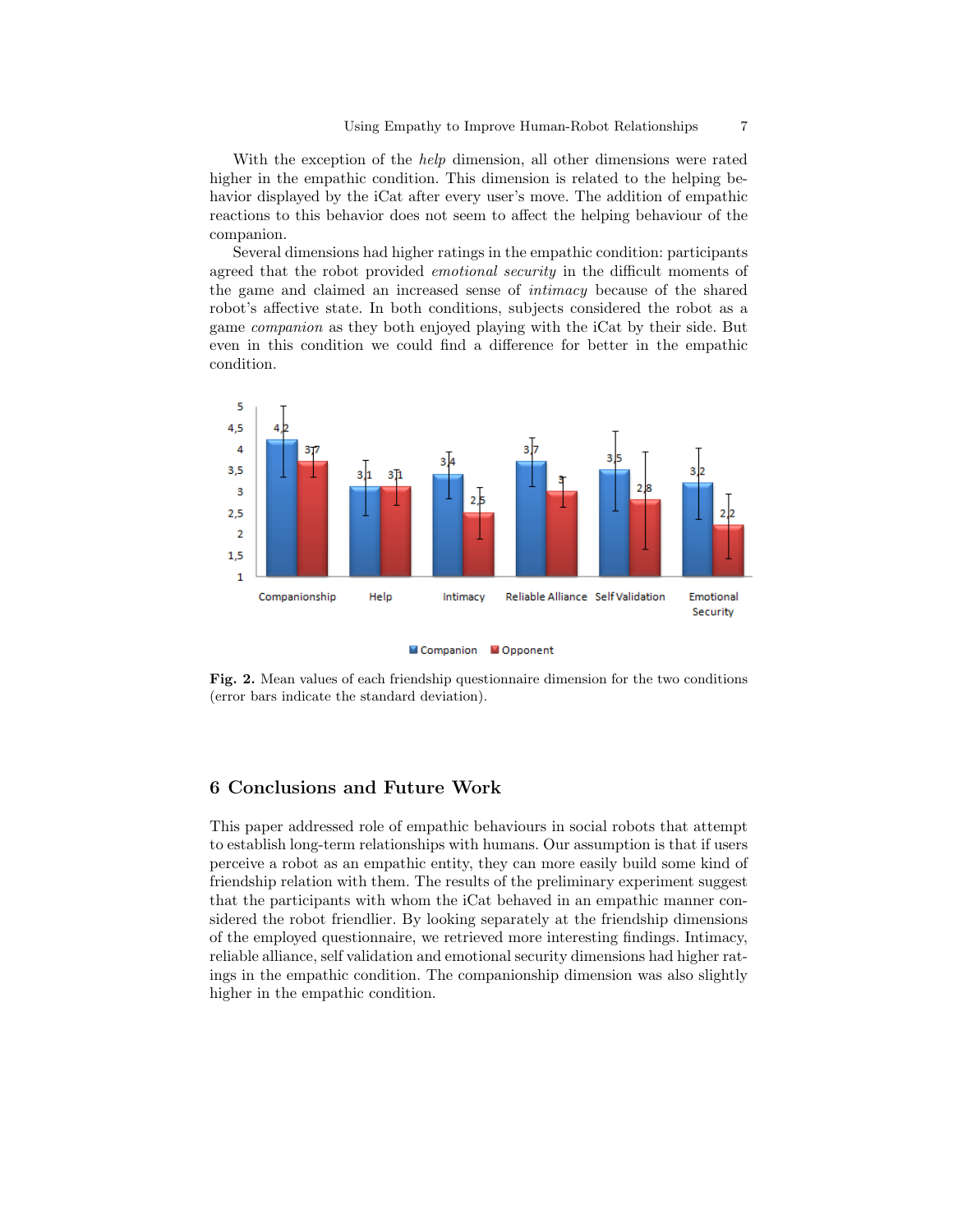With the exception of the *help* dimension, all other dimensions were rated higher in the empathic condition. This dimension is related to the helping behavior displayed by the iCat after every user's move. The addition of empathic reactions to this behavior does not seem to affect the helping behaviour of the companion.

Several dimensions had higher ratings in the empathic condition: participants agreed that the robot provided *emotional security* in the difficult moments of the game and claimed an increased sense of *intimacy* because of the shared robot's affective state. In both conditions, subjects considered the robot as a game *companion* as they both enjoyed playing with the iCat by their side. But even in this condition we could find a difference for better in the empathic condition.

**Fig. 2.** Mean values of each friendship questionnaire dimension for the two conditions (error bars indicate the standard deviation).

## 6 Conclusions and Future Work

This paper addressed role of empathic behaviours in social robots that attempt to establish long-term relationships with humans. Our assumption is that if users perceive a robot as an empathic entity, they can more easily build some kind of friendship relation with them. The results of the preliminary experiment suggest that the participants with whom the iCat behaved in an empathic manner considered the robot friendlier. By looking separately at the friendship dimensions of the employed questionnaire, we retrieved more interesting findings. Intimacy, reliable alliance, self validation and emotional security dimensions had higher ratings in the empathic condition. The companionship dimension was also slightly higher in the empathic condition.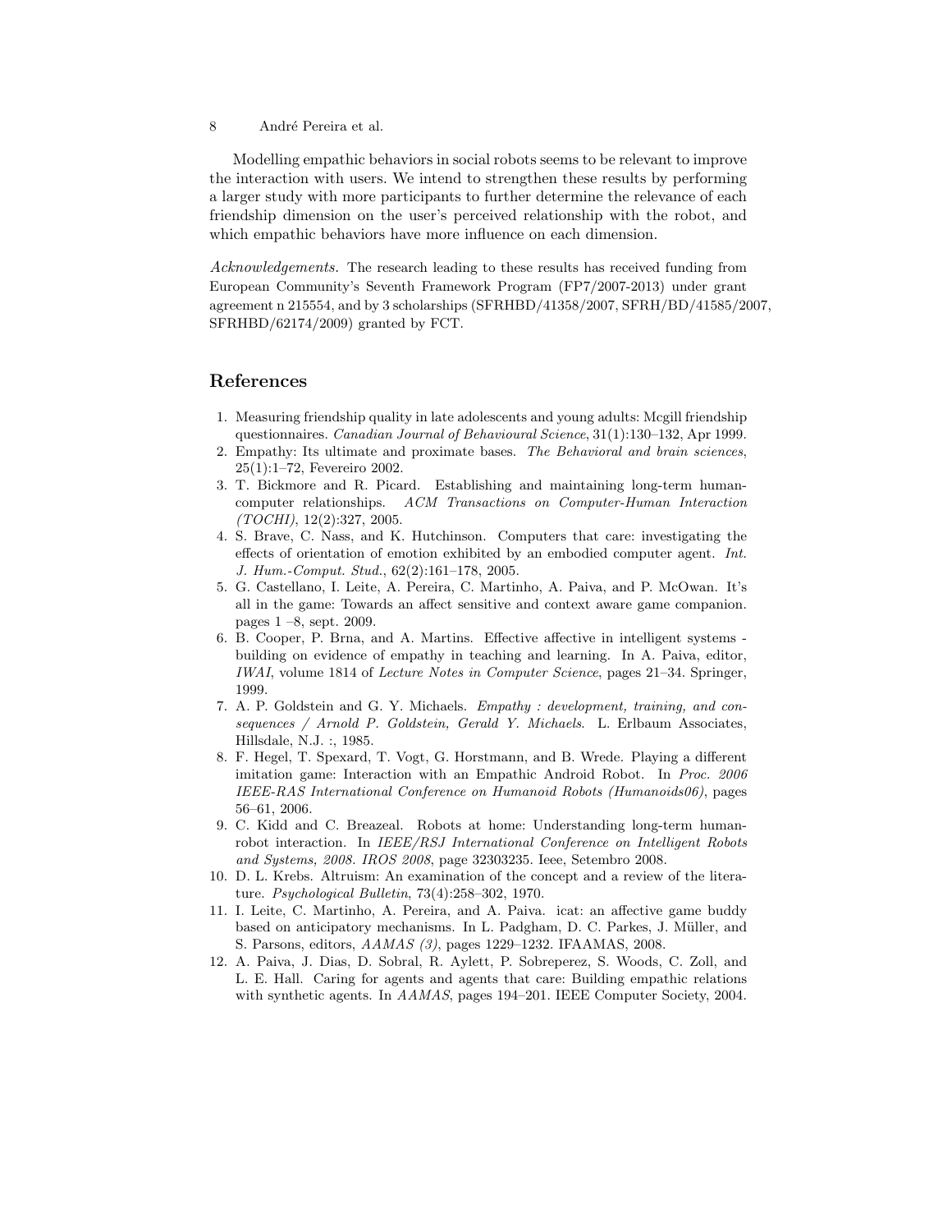Modelling empathic behaviors in social robots seems to be relevant to improve the interaction with users. We intend to strengthen these results by performing a larger study with more participants to further determine the relevance of each friendship dimension on the user's perceived relationship with the robot, and which empathic behaviors have more influence on each dimension.

*Acknowledgements.* The research leading to these results has received funding from European Community's Seventh Framework Program (FP7/2007-2013) under grant agreement n 215554, and by 3 scholarships (SFRHBD/41358/2007, SFRH/BD/41585/2007, SFRHBD/62174/2009) granted by FCT.

## References

1. Measuring friendship quality in late adolescents and young adults: Mcgill friendship questionnaires. *Canadian Journal of Behavioural Science*, 31(1):130–132, Apr 1999.
2. Empathy: Its ultimate and proximate bases. *The Behavioral and brain sciences*, 25(1):1–72, Fevereiro 2002.
3. T. Bickmore and R. Picard. Establishing and maintaining long-term human-computer relationships. *ACM Transactions on Computer-Human Interaction (TOCHI)*, 12(2):327, 2005.
4. S. Brave, C. Nass, and K. Hutchinson. Computers that care: investigating the effects of orientation of emotion exhibited by an embodied computer agent. *Int. J. Hum.-Comput. Stud.*, 62(2):161–178, 2005.
5. G. Castellano, I. Leite, A. Pereira, C. Martinho, A. Paiva, and P. McOwan. It's all in the game: Towards an affect sensitive and context aware game companion. pages 1 –8, sept. 2009.
6. B. Cooper, P. Brna, and A. Martins. Effective affective in intelligent systems - building on evidence of empathy in teaching and learning. In A. Paiva, editor, *IWAI*, volume 1814 of *Lecture Notes in Computer Science*, pages 21–34. Springer, 1999.
7. A. P. Goldstein and G. Y. Michaels. *Empathy : development, training, and consequences / Arnold P. Goldstein, Gerald Y. Michaels*. L. Erlbaum Associates, Hillsdale, N.J. :, 1985.
8. F. Hegel, T. Spexard, T. Vogt, G. Horstmann, and B. Wrede. Playing a different imitation game: Interaction with an Empathic Android Robot. In *Proc. 2006 IEEE-RAS International Conference on Humanoid Robots (Humanoids06)*, pages 56–61, 2006.
9. C. Kidd and C. Breazeal. Robots at home: Understanding long-term human-robot interaction. In *IEEE/RSJ International Conference on Intelligent Robots and Systems, 2008. IROS 2008*, page 32303235. Ieee, Setembro 2008.
10. D. L. Krebs. Altruism: An examination of the concept and a review of the literature. *Psychological Bulletin*, 73(4):258–302, 1970.
11. I. Leite, C. Martinho, A. Pereira, and A. Paiva. icat: an affective game buddy based on anticipatory mechanisms. In L. Padgham, D. C. Parkes, J. Müller, and S. Parsons, editors, *AAMAS (3)*, pages 1229–1232. IFAAMAS, 2008.
12. A. Paiva, J. Dias, D. Sobral, R. Aylett, P. Sobreperez, S. Woods, C. Zoll, and L. E. Hall. Caring for agents and agents that care: Building empathic relations with synthetic agents. In *AAMAS*, pages 194–201. IEEE Computer Society, 2004.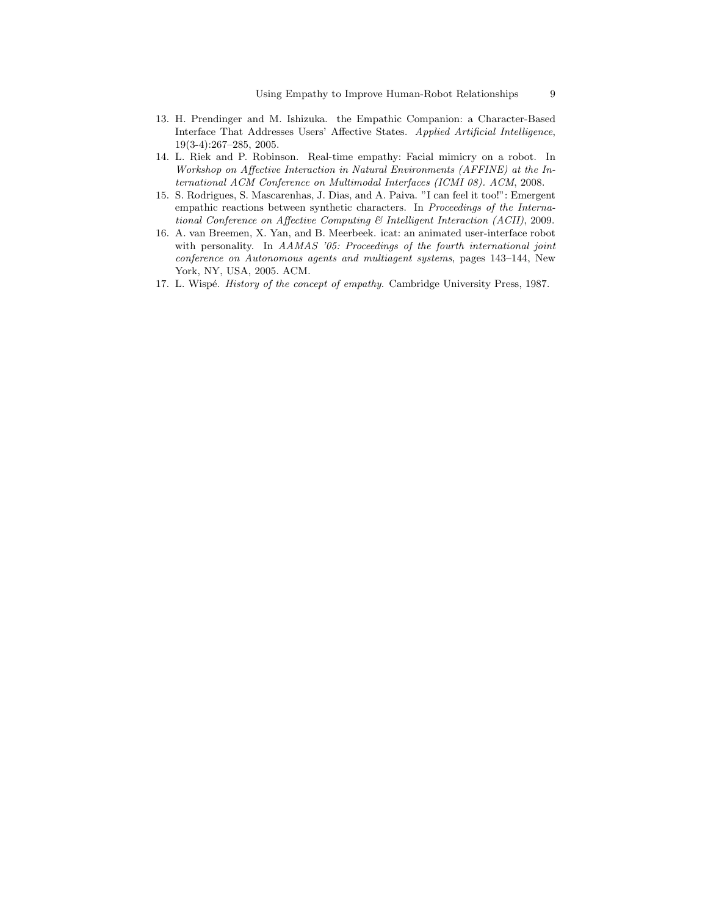13. H. Prendinger and M. Ishizuka. the Empathic Companion: a Character-Based Interface That Addresses Users' Affective States. *Applied Artificial Intelligence*, 19(3-4):267–285, 2005.
14. L. Riek and P. Robinson. Real-time empathy: Facial mimicry on a robot. In *Workshop on Affective Interaction in Natural Environments (AFFINE) at the International ACM Conference on Multimodal Interfaces (ICMI 08). ACM*, 2008.
15. S. Rodrigues, S. Mascarenhas, J. Dias, and A. Paiva. "I can feel it too!": Emergent empathic reactions between synthetic characters. In *Proceedings of the International Conference on Affective Computing & Intelligent Interaction (ACII)*, 2009.
16. A. van Breemen, X. Yan, and B. Meerbeek. icat: an animated user-interface robot with personality. In *AAMAS '05: Proceedings of the fourth international joint conference on Autonomous agents and multiagent systems*, pages 143–144, New York, NY, USA, 2005. ACM.
17. L. Wispé. *History of the concept of empathy*. Cambridge University Press, 1987.